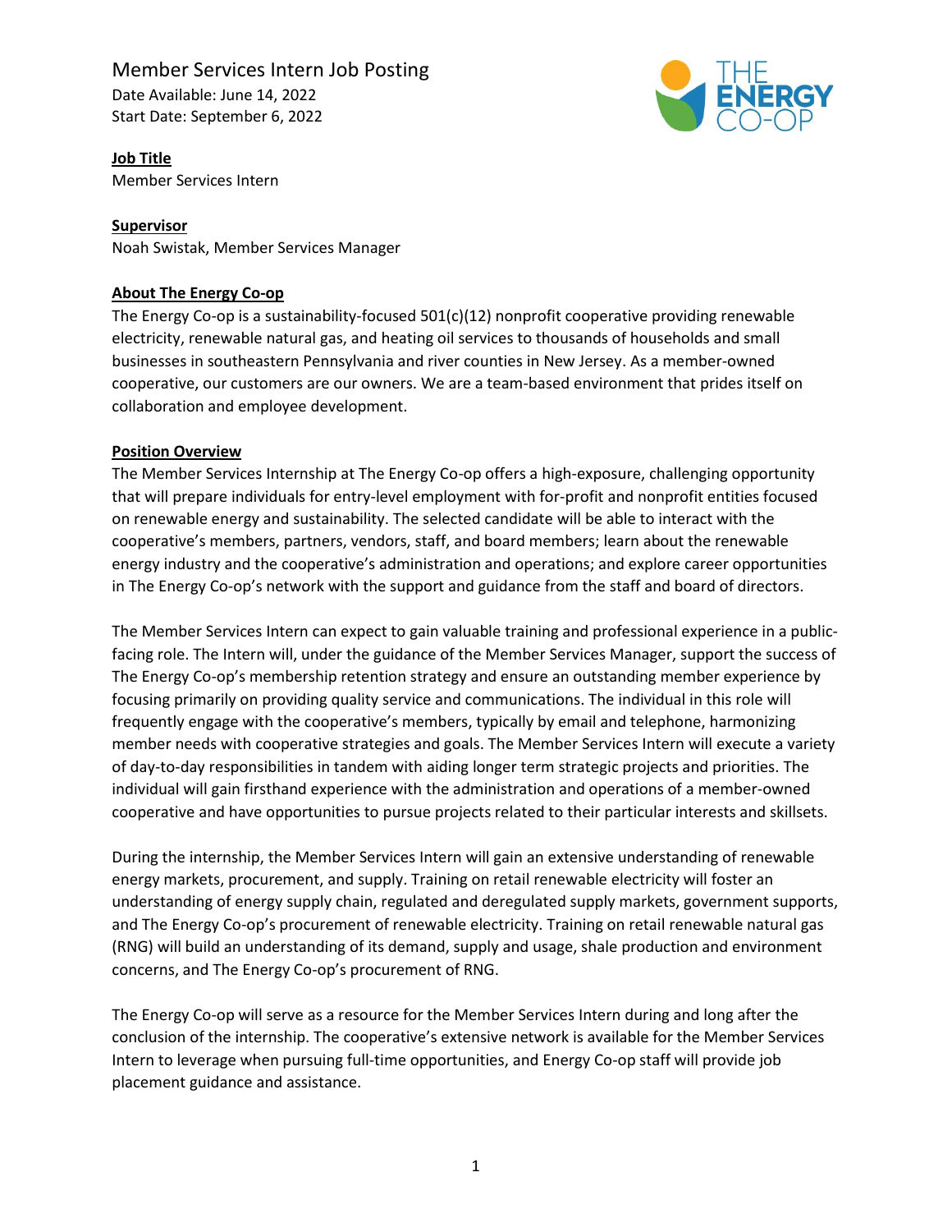# Member Services Intern Job Posting

Date Available: June 14, 2022
Start Date: September 6, 2022

## Job Title

Member Services Intern

## Supervisor

Noah Swistak, Member Services Manager

## About The Energy Co-op

The Energy Co-op is a sustainability-focused 501(c)(12) nonprofit cooperative providing renewable electricity, renewable natural gas, and heating oil services to thousands of households and small businesses in southeastern Pennsylvania and river counties in New Jersey. As a member-owned cooperative, our customers are our owners. We are a team-based environment that prides itself on collaboration and employee development.

## Position Overview

The Member Services Internship at The Energy Co-op offers a high-exposure, challenging opportunity that will prepare individuals for entry-level employment with for-profit and nonprofit entities focused on renewable energy and sustainability. The selected candidate will be able to interact with the cooperative's members, partners, vendors, staff, and board members; learn about the renewable energy industry and the cooperative's administration and operations; and explore career opportunities in The Energy Co-op's network with the support and guidance from the staff and board of directors.

The Member Services Intern can expect to gain valuable training and professional experience in a public-facing role. The Intern will, under the guidance of the Member Services Manager, support the success of The Energy Co-op's membership retention strategy and ensure an outstanding member experience by focusing primarily on providing quality service and communications. The individual in this role will frequently engage with the cooperative's members, typically by email and telephone, harmonizing member needs with cooperative strategies and goals. The Member Services Intern will execute a variety of day-to-day responsibilities in tandem with aiding longer term strategic projects and priorities. The individual will gain firsthand experience with the administration and operations of a member-owned cooperative and have opportunities to pursue projects related to their particular interests and skillsets.

During the internship, the Member Services Intern will gain an extensive understanding of renewable energy markets, procurement, and supply. Training on retail renewable electricity will foster an understanding of energy supply chain, regulated and deregulated supply markets, government supports, and The Energy Co-op's procurement of renewable electricity. Training on retail renewable natural gas (RNG) will build an understanding of its demand, supply and usage, shale production and environment concerns, and The Energy Co-op's procurement of RNG.

The Energy Co-op will serve as a resource for the Member Services Intern during and long after the conclusion of the internship. The cooperative's extensive network is available for the Member Services Intern to leverage when pursuing full-time opportunities, and Energy Co-op staff will provide job placement guidance and assistance.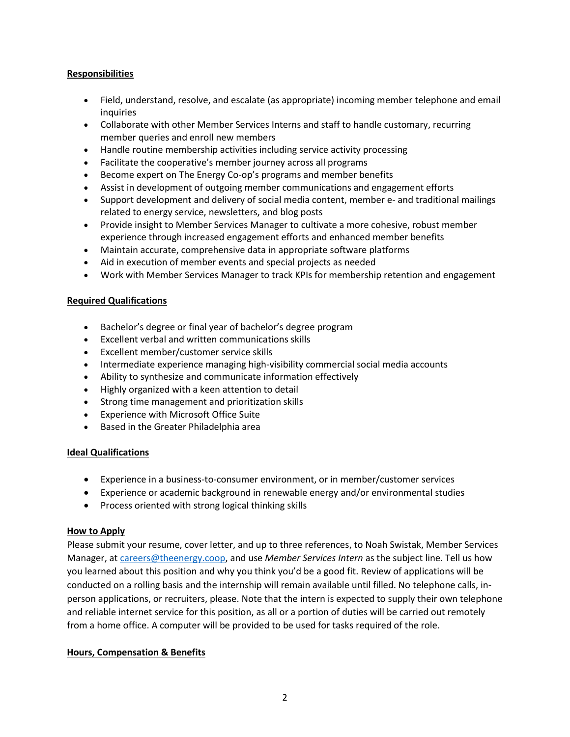**Responsibilities**

- Field, understand, resolve, and escalate (as appropriate) incoming member telephone and email inquiries
- Collaborate with other Member Services Interns and staff to handle customary, recurring member queries and enroll new members
- Handle routine membership activities including service activity processing
- Facilitate the cooperative's member journey across all programs
- Become expert on The Energy Co-op's programs and member benefits
- Assist in development of outgoing member communications and engagement efforts
- Support development and delivery of social media content, member e- and traditional mailings related to energy service, newsletters, and blog posts
- Provide insight to Member Services Manager to cultivate a more cohesive, robust member experience through increased engagement efforts and enhanced member benefits
- Maintain accurate, comprehensive data in appropriate software platforms
- Aid in execution of member events and special projects as needed
- Work with Member Services Manager to track KPIs for membership retention and engagement

**Required Qualifications**

- Bachelor's degree or final year of bachelor's degree program
- Excellent verbal and written communications skills
- Excellent member/customer service skills
- Intermediate experience managing high-visibility commercial social media accounts
- Ability to synthesize and communicate information effectively
- Highly organized with a keen attention to detail
- Strong time management and prioritization skills
- Experience with Microsoft Office Suite
- Based in the Greater Philadelphia area

**Ideal Qualifications**

- Experience in a business-to-consumer environment, or in member/customer services
- Experience or academic background in renewable energy and/or environmental studies
- Process oriented with strong logical thinking skills

**How to Apply**

Please submit your resume, cover letter, and up to three references, to Noah Swistak, Member Services Manager, at careers@theenergy.coop, and use *Member Services Intern* as the subject line. Tell us how you learned about this position and why you think you'd be a good fit. Review of applications will be conducted on a rolling basis and the internship will remain available until filled. No telephone calls, in-person applications, or recruiters, please. Note that the intern is expected to supply their own telephone and reliable internet service for this position, as all or a portion of duties will be carried out remotely from a home office. A computer will be provided to be used for tasks required of the role.

**Hours, Compensation & Benefits**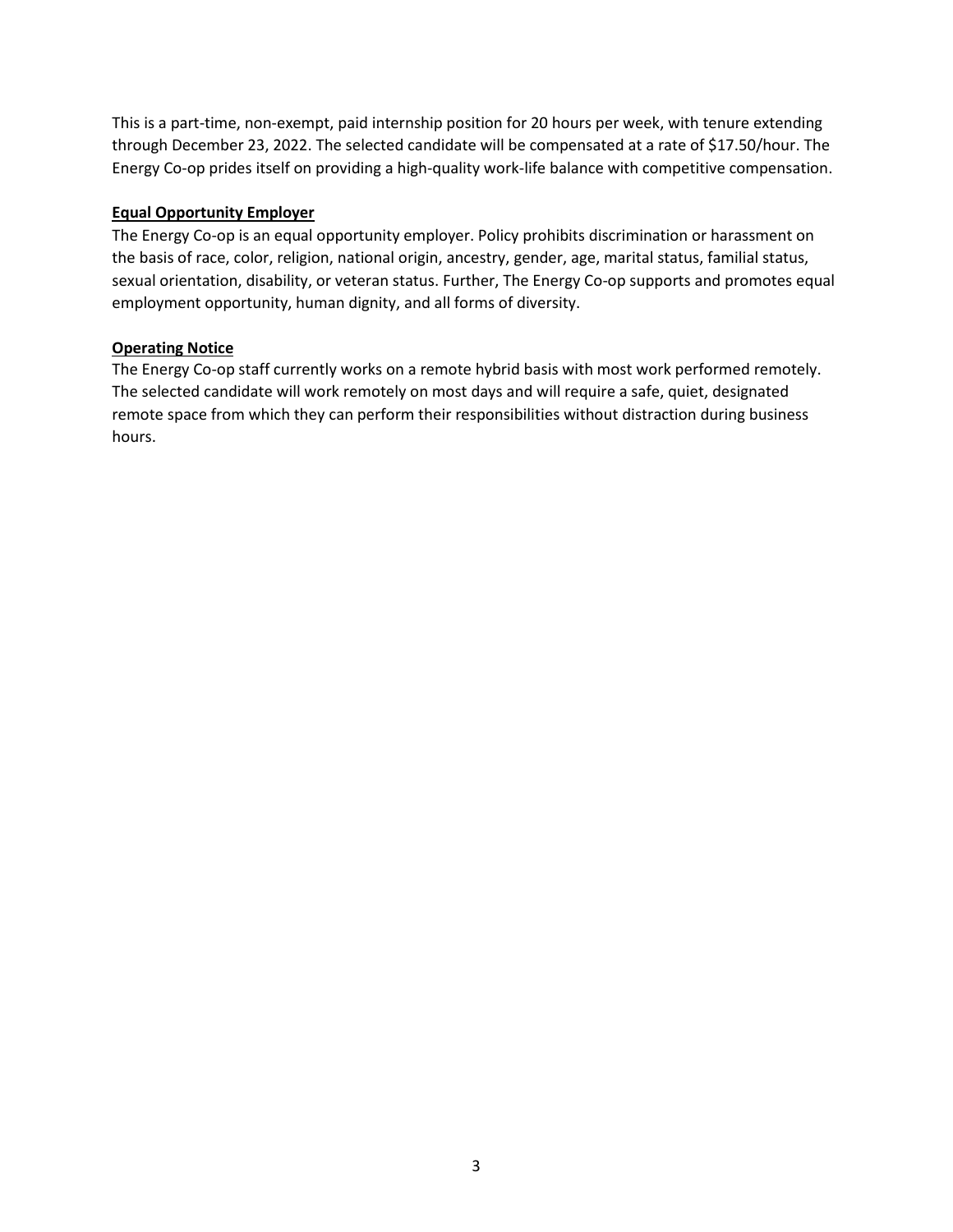This is a part-time, non-exempt, paid internship position for 20 hours per week, with tenure extending through December 23, 2022. The selected candidate will be compensated at a rate of $17.50/hour. The Energy Co-op prides itself on providing a high-quality work-life balance with competitive compensation.

**Equal Opportunity Employer**

The Energy Co-op is an equal opportunity employer. Policy prohibits discrimination or harassment on the basis of race, color, religion, national origin, ancestry, gender, age, marital status, familial status, sexual orientation, disability, or veteran status. Further, The Energy Co-op supports and promotes equal employment opportunity, human dignity, and all forms of diversity.

**Operating Notice**

The Energy Co-op staff currently works on a remote hybrid basis with most work performed remotely. The selected candidate will work remotely on most days and will require a safe, quiet, designated remote space from which they can perform their responsibilities without distraction during business hours.